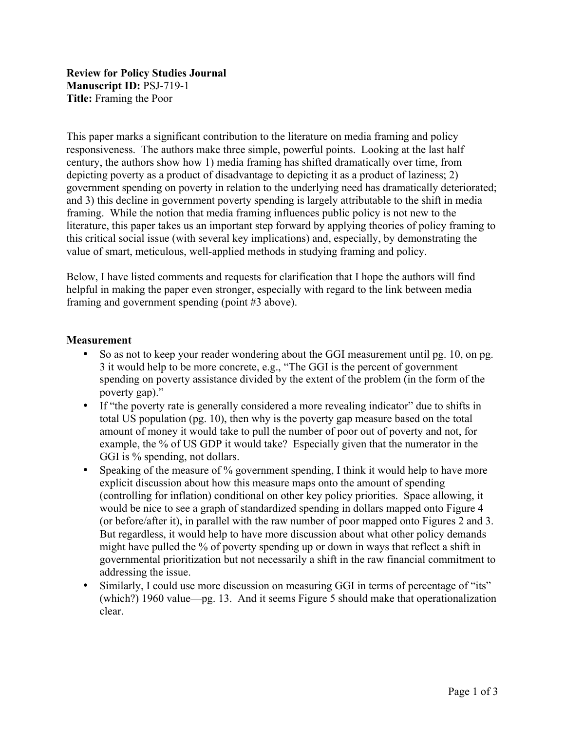**Review for Policy Studies Journal**
**Manuscript ID:** PSJ-719-1
**Title:** Framing the Poor

This paper marks a significant contribution to the literature on media framing and policy responsiveness. The authors make three simple, powerful points. Looking at the last half century, the authors show how 1) media framing has shifted dramatically over time, from depicting poverty as a product of disadvantage to depicting it as a product of laziness; 2) government spending on poverty in relation to the underlying need has dramatically deteriorated; and 3) this decline in government poverty spending is largely attributable to the shift in media framing. While the notion that media framing influences public policy is not new to the literature, this paper takes us an important step forward by applying theories of policy framing to this critical social issue (with several key implications) and, especially, by demonstrating the value of smart, meticulous, well-applied methods in studying framing and policy.

Below, I have listed comments and requests for clarification that I hope the authors will find helpful in making the paper even stronger, especially with regard to the link between media framing and government spending (point #3 above).

**Measurement**

- So as not to keep your reader wondering about the GGI measurement until pg. 10, on pg. 3 it would help to be more concrete, e.g., "The GGI is the percent of government spending on poverty assistance divided by the extent of the problem (in the form of the poverty gap)."
- If "the poverty rate is generally considered a more revealing indicator" due to shifts in total US population (pg. 10), then why is the poverty gap measure based on the total amount of money it would take to pull the number of poor out of poverty and not, for example, the % of US GDP it would take? Especially given that the numerator in the GGI is % spending, not dollars.
- Speaking of the measure of % government spending, I think it would help to have more explicit discussion about how this measure maps onto the amount of spending (controlling for inflation) conditional on other key policy priorities. Space allowing, it would be nice to see a graph of standardized spending in dollars mapped onto Figure 4 (or before/after it), in parallel with the raw number of poor mapped onto Figures 2 and 3. But regardless, it would help to have more discussion about what other policy demands might have pulled the % of poverty spending up or down in ways that reflect a shift in governmental prioritization but not necessarily a shift in the raw financial commitment to addressing the issue.
- Similarly, I could use more discussion on measuring GGI in terms of percentage of "its" (which?) 1960 value—pg. 13. And it seems Figure 5 should make that operationalization clear.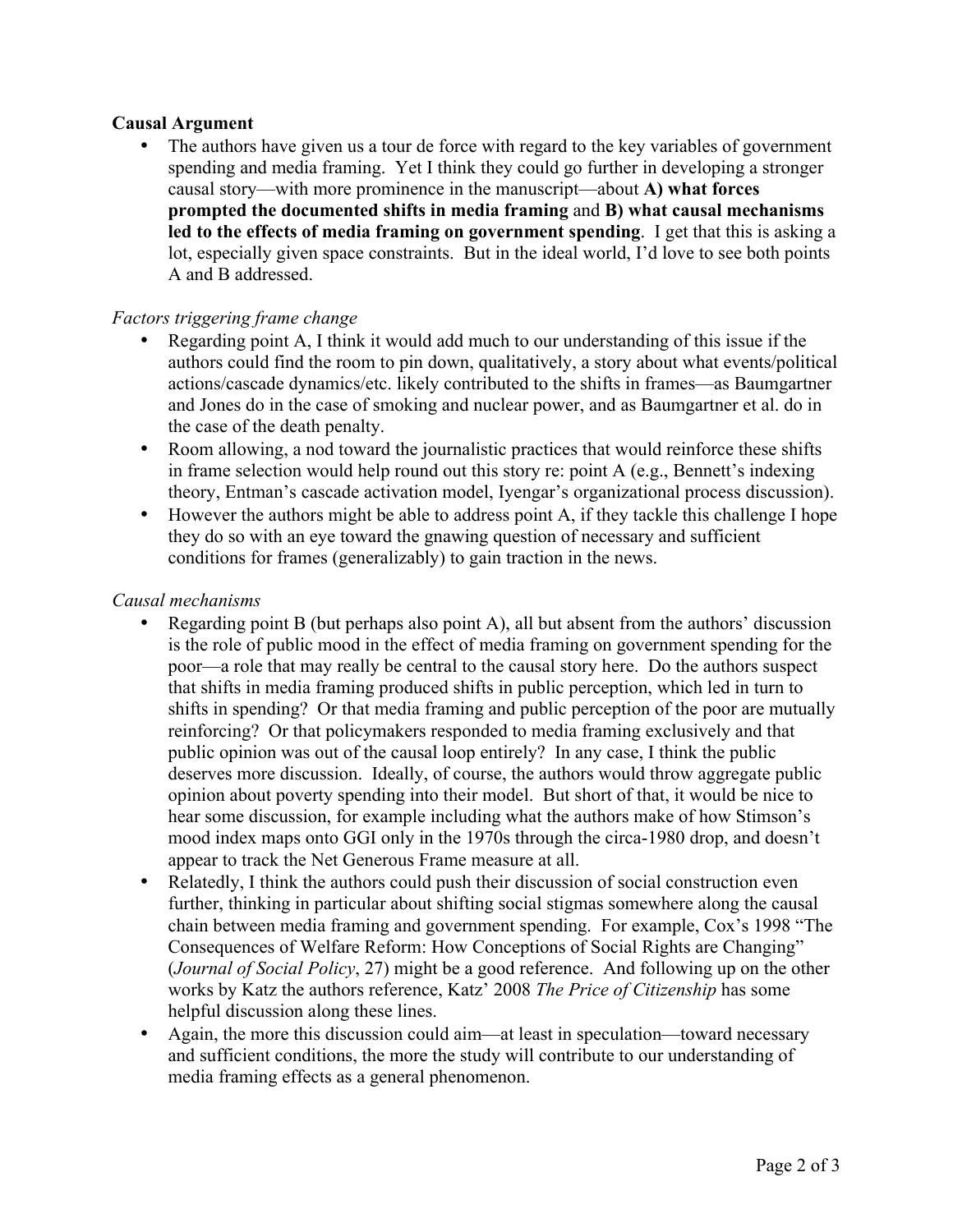**Causal Argument**

- The authors have given us a tour de force with regard to the key variables of government spending and media framing. Yet I think they could go further in developing a stronger causal story—with more prominence in the manuscript—about **A) what forces prompted the documented shifts in media framing** and **B) what causal mechanisms led to the effects of media framing on government spending**. I get that this is asking a lot, especially given space constraints. But in the ideal world, I'd love to see both points A and B addressed.

*Factors triggering frame change*

- Regarding point A, I think it would add much to our understanding of this issue if the authors could find the room to pin down, qualitatively, a story about what events/political actions/cascade dynamics/etc. likely contributed to the shifts in frames—as Baumgartner and Jones do in the case of smoking and nuclear power, and as Baumgartner et al. do in the case of the death penalty.
- Room allowing, a nod toward the journalistic practices that would reinforce these shifts in frame selection would help round out this story re: point A (e.g., Bennett's indexing theory, Entman's cascade activation model, Iyengar's organizational process discussion).
- However the authors might be able to address point A, if they tackle this challenge I hope they do so with an eye toward the gnawing question of necessary and sufficient conditions for frames (generalizably) to gain traction in the news.

*Causal mechanisms*

- Regarding point B (but perhaps also point A), all but absent from the authors' discussion is the role of public mood in the effect of media framing on government spending for the poor—a role that may really be central to the causal story here. Do the authors suspect that shifts in media framing produced shifts in public perception, which led in turn to shifts in spending? Or that media framing and public perception of the poor are mutually reinforcing? Or that policymakers responded to media framing exclusively and that public opinion was out of the causal loop entirely? In any case, I think the public deserves more discussion. Ideally, of course, the authors would throw aggregate public opinion about poverty spending into their model. But short of that, it would be nice to hear some discussion, for example including what the authors make of how Stimson's mood index maps onto GGI only in the 1970s through the circa-1980 drop, and doesn't appear to track the Net Generous Frame measure at all.
- Relatedly, I think the authors could push their discussion of social construction even further, thinking in particular about shifting social stigmas somewhere along the causal chain between media framing and government spending. For example, Cox's 1998 "The Consequences of Welfare Reform: How Conceptions of Social Rights are Changing" (*Journal of Social Policy*, 27) might be a good reference. And following up on the other works by Katz the authors reference, Katz' 2008 *The Price of Citizenship* has some helpful discussion along these lines.
- Again, the more this discussion could aim—at least in speculation—toward necessary and sufficient conditions, the more the study will contribute to our understanding of media framing effects as a general phenomenon.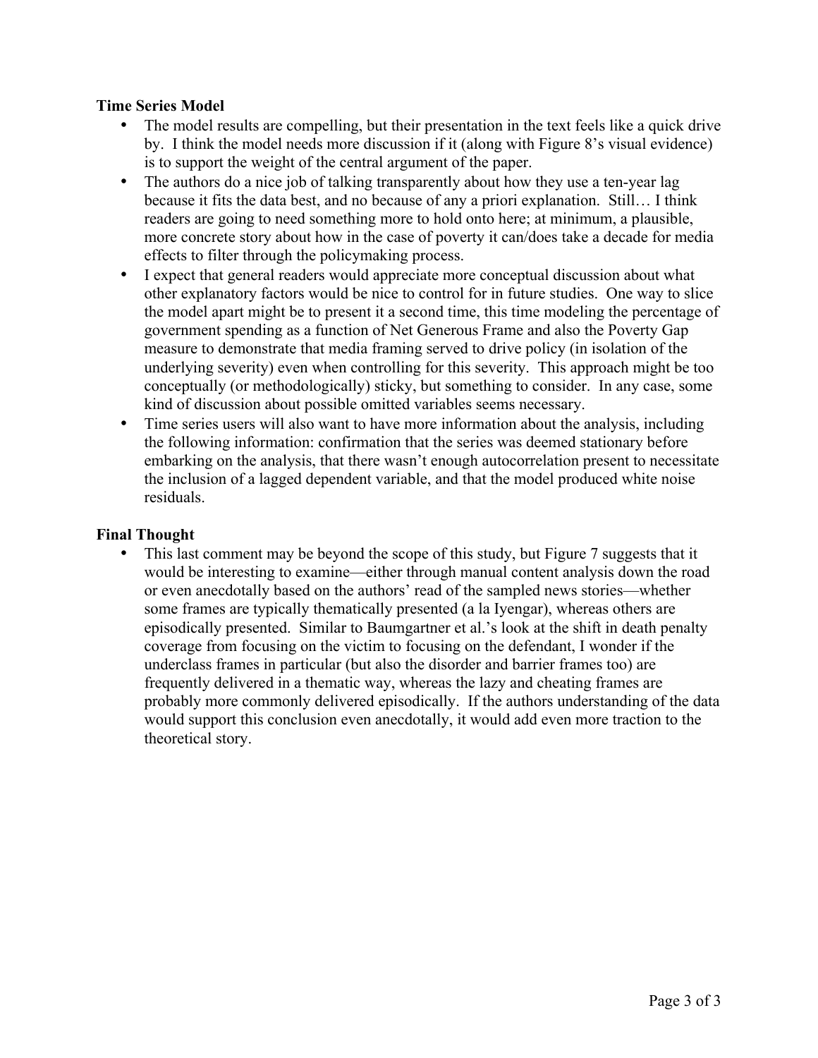**Time Series Model**

- The model results are compelling, but their presentation in the text feels like a quick drive by. I think the model needs more discussion if it (along with Figure 8's visual evidence) is to support the weight of the central argument of the paper.
- The authors do a nice job of talking transparently about how they use a ten-year lag because it fits the data best, and no because of any a priori explanation. Still… I think readers are going to need something more to hold onto here; at minimum, a plausible, more concrete story about how in the case of poverty it can/does take a decade for media effects to filter through the policymaking process.
- I expect that general readers would appreciate more conceptual discussion about what other explanatory factors would be nice to control for in future studies. One way to slice the model apart might be to present it a second time, this time modeling the percentage of government spending as a function of Net Generous Frame and also the Poverty Gap measure to demonstrate that media framing served to drive policy (in isolation of the underlying severity) even when controlling for this severity. This approach might be too conceptually (or methodologically) sticky, but something to consider. In any case, some kind of discussion about possible omitted variables seems necessary.
- Time series users will also want to have more information about the analysis, including the following information: confirmation that the series was deemed stationary before embarking on the analysis, that there wasn't enough autocorrelation present to necessitate the inclusion of a lagged dependent variable, and that the model produced white noise residuals.

**Final Thought**

- This last comment may be beyond the scope of this study, but Figure 7 suggests that it would be interesting to examine—either through manual content analysis down the road or even anecdotally based on the authors' read of the sampled news stories—whether some frames are typically thematically presented (a la Iyengar), whereas others are episodically presented. Similar to Baumgartner et al.'s look at the shift in death penalty coverage from focusing on the victim to focusing on the defendant, I wonder if the underclass frames in particular (but also the disorder and barrier frames too) are frequently delivered in a thematic way, whereas the lazy and cheating frames are probably more commonly delivered episodically. If the authors understanding of the data would support this conclusion even anecdotally, it would add even more traction to the theoretical story.